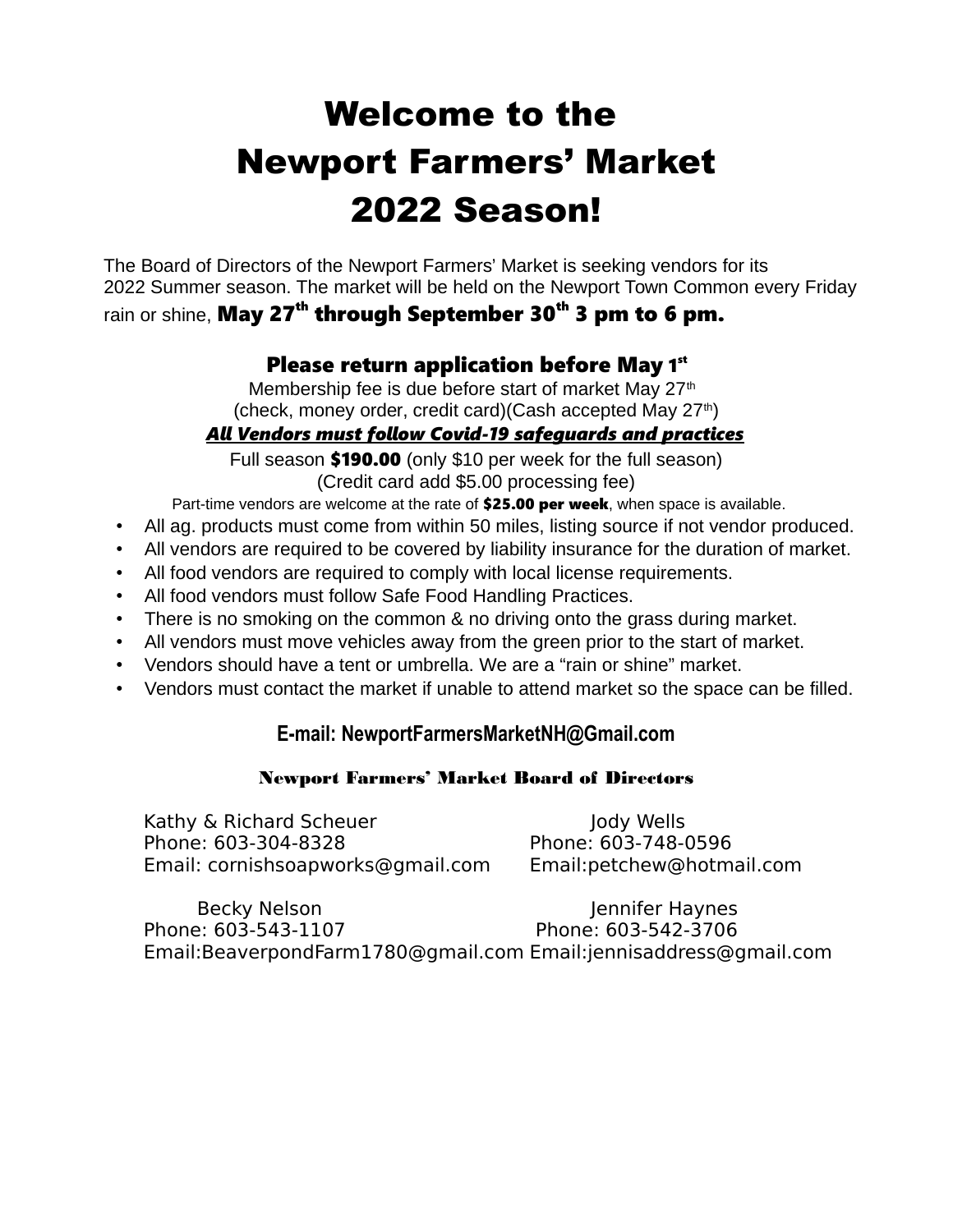# Welcome to the Newport Farmers' Market 2022 Season!

The Board of Directors of the Newport Farmers' Market is seeking vendors for its 2022 Summer season. The market will be held on the Newport Town Common every Friday rain or shine, **May 27th through September 30th 3 pm to 6 pm.**

**Please return application before May 1st**

Membership fee is due before start of market May 27th
(check, money order, credit card)(Cash accepted May 27th)

***All Vendors must follow Covid-19 safeguards and practices***

Full season **$190.00** (only $10 per week for the full season)
(Credit card add $5.00 processing fee)

Part-time vendors are welcome at the rate of **$25.00 per week**, when space is available.

- All ag. products must come from within 50 miles, listing source if not vendor produced.
- All vendors are required to be covered by liability insurance for the duration of market.
- All food vendors are required to comply with local license requirements.
- All food vendors must follow Safe Food Handling Practices.
- There is no smoking on the common & no driving onto the grass during market.
- All vendors must move vehicles away from the green prior to the start of market.
- Vendors should have a tent or umbrella. We are a "rain or shine" market.
- Vendors must contact the market if unable to attend market so the space can be filled.

**E-mail: NewportFarmersMarketNH@Gmail.com**

**Newport Farmers' Market Board of Directors**

Kathy & Richard Scheuer
Phone: 603-304-8328
Email: cornishsoapworks@gmail.com

Jody Wells
Phone: 603-748-0596
Email:petchew@hotmail.com

Becky Nelson
Phone: 603-543-1107
Email:BeaverpondFarm1780@gmail.com

Jennifer Haynes
Phone: 603-542-3706
Email:jennisaddress@gmail.com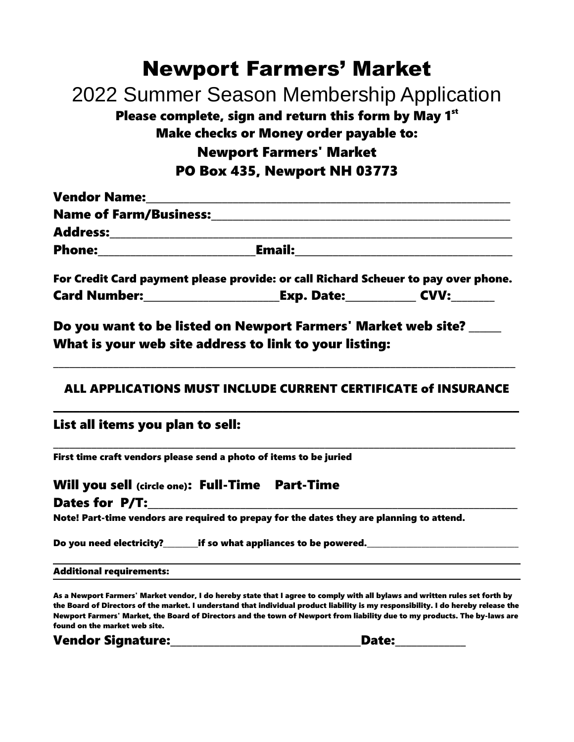# Newport Farmers' Market

## 2022 Summer Season Membership Application

**Please complete, sign and return this form by May 1st**

**Make checks or Money order payable to:**

**Newport Farmers' Market**

**PO Box 435, Newport NH 03773**

**Vendor Name:**_______________________________________________

**Name of Farm/Business:**_______________________________________

**Address:**___________________________________________________

**Phone:**______________________ **Email:**_________________________

**For Credit Card payment please provide: or call Richard Scheuer to pay over phone.**

**Card Number:**___________________ **Exp. Date:**__________ **CVV:**______

**Do you want to be listed on Newport Farmers' Market web site?** _____

**What is your web site address to link to your listing:**

_______________________________________________________________

**ALL APPLICATIONS MUST INCLUDE CURRENT CERTIFICATE of INSURANCE**

**List all items you plan to sell:**

_______________________________________________________________

**First time craft vendors please send a photo of items to be juried**

**Will you sell** (circle one)**: Full-Time  Part-Time**

**Dates for P/T:**_____________________________________________

**Note! Part-time vendors are required to prepay for the dates they are planning to attend.**

**Do you need electricity?**_______ **if so what appliances to be powered.**____________________

**Additional requirements:**

**As a Newport Farmers' Market vendor, I do hereby state that I agree to comply with all bylaws and written rules set forth by the Board of Directors of the market. I understand that individual product liability is my responsibility. I do hereby release the Newport Farmers' Market, the Board of Directors and the town of Newport from liability due to my products. The by-laws are found on the market web site.**

**Vendor Signature:**___________________________ **Date:**__________